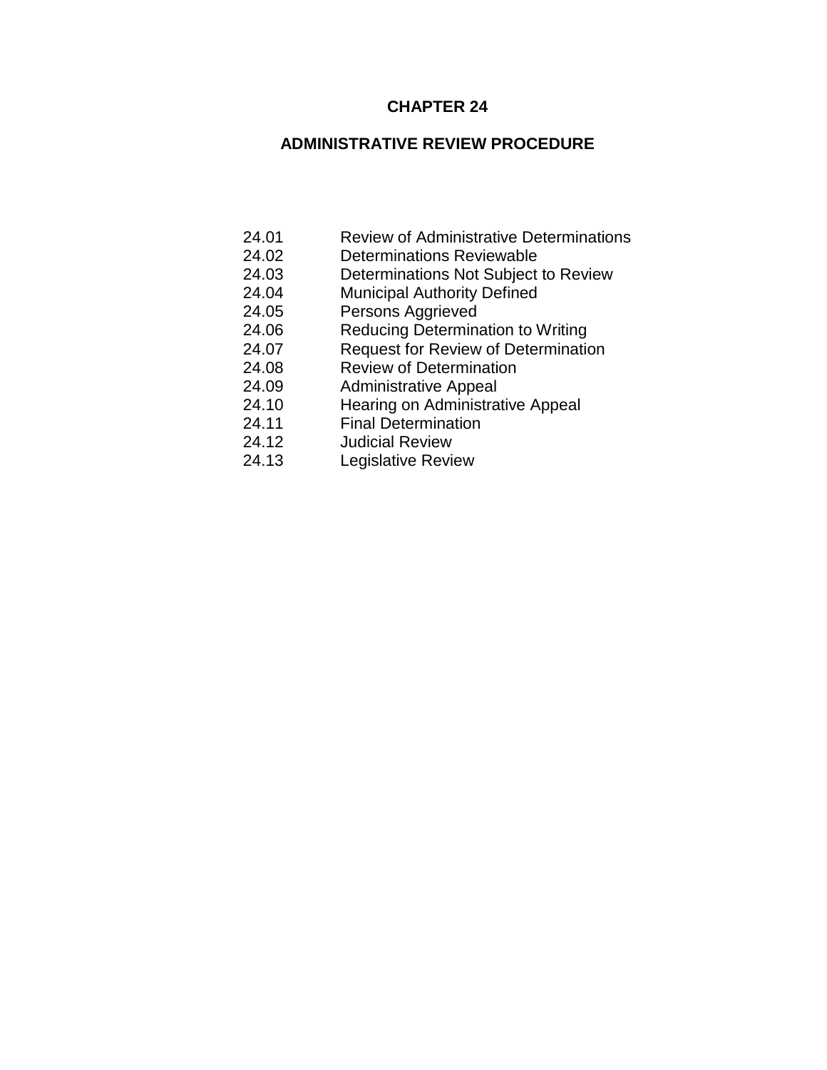# CHAPTER 24

## ADMINISTRATIVE REVIEW PROCEDURE

24.01 Review of Administrative Determinations
24.02 Determinations Reviewable
24.03 Determinations Not Subject to Review
24.04 Municipal Authority Defined
24.05 Persons Aggrieved
24.06 Reducing Determination to Writing
24.07 Request for Review of Determination
24.08 Review of Determination
24.09 Administrative Appeal
24.10 Hearing on Administrative Appeal
24.11 Final Determination
24.12 Judicial Review
24.13 Legislative Review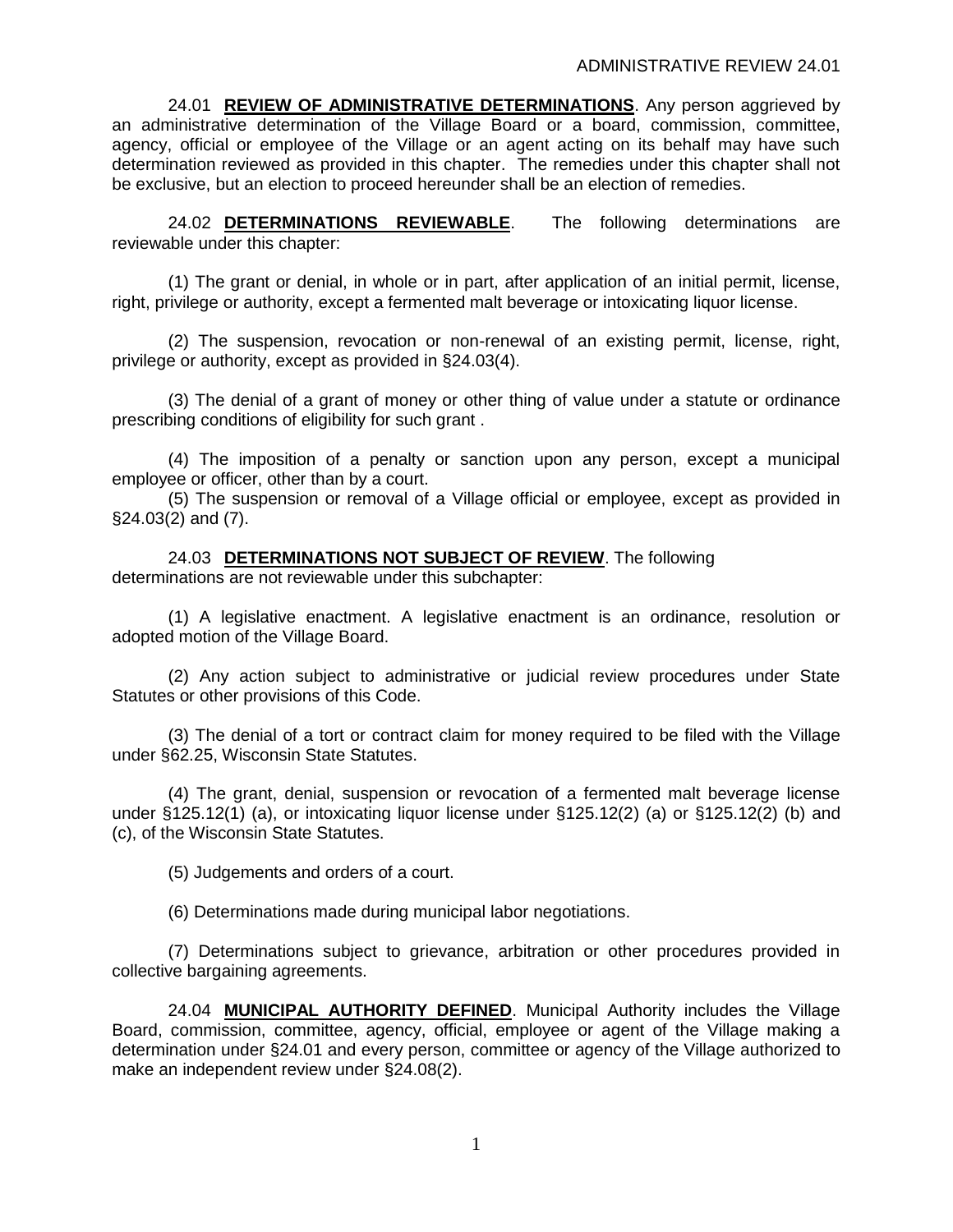24.01 **REVIEW OF ADMINISTRATIVE DETERMINATIONS**. Any person aggrieved by an administrative determination of the Village Board or a board, commission, committee, agency, official or employee of the Village or an agent acting on its behalf may have such determination reviewed as provided in this chapter. The remedies under this chapter shall not be exclusive, but an election to proceed hereunder shall be an election of remedies.

24.02 **DETERMINATIONS REVIEWABLE**. The following determinations are reviewable under this chapter:

(1) The grant or denial, in whole or in part, after application of an initial permit, license, right, privilege or authority, except a fermented malt beverage or intoxicating liquor license.

(2) The suspension, revocation or non-renewal of an existing permit, license, right, privilege or authority, except as provided in §24.03(4).

(3) The denial of a grant of money or other thing of value under a statute or ordinance prescribing conditions of eligibility for such grant .

(4) The imposition of a penalty or sanction upon any person, except a municipal employee or officer, other than by a court.

(5) The suspension or removal of a Village official or employee, except as provided in §24.03(2) and (7).

24.03 **DETERMINATIONS NOT SUBJECT OF REVIEW**. The following determinations are not reviewable under this subchapter:

(1) A legislative enactment. A legislative enactment is an ordinance, resolution or adopted motion of the Village Board.

(2) Any action subject to administrative or judicial review procedures under State Statutes or other provisions of this Code.

(3) The denial of a tort or contract claim for money required to be filed with the Village under §62.25, Wisconsin State Statutes.

(4) The grant, denial, suspension or revocation of a fermented malt beverage license under §125.12(1) (a), or intoxicating liquor license under §125.12(2) (a) or §125.12(2) (b) and (c), of the Wisconsin State Statutes.

(5) Judgements and orders of a court.

(6) Determinations made during municipal labor negotiations.

(7) Determinations subject to grievance, arbitration or other procedures provided in collective bargaining agreements.

24.04 **MUNICIPAL AUTHORITY DEFINED**. Municipal Authority includes the Village Board, commission, committee, agency, official, employee or agent of the Village making a determination under §24.01 and every person, committee or agency of the Village authorized to make an independent review under §24.08(2).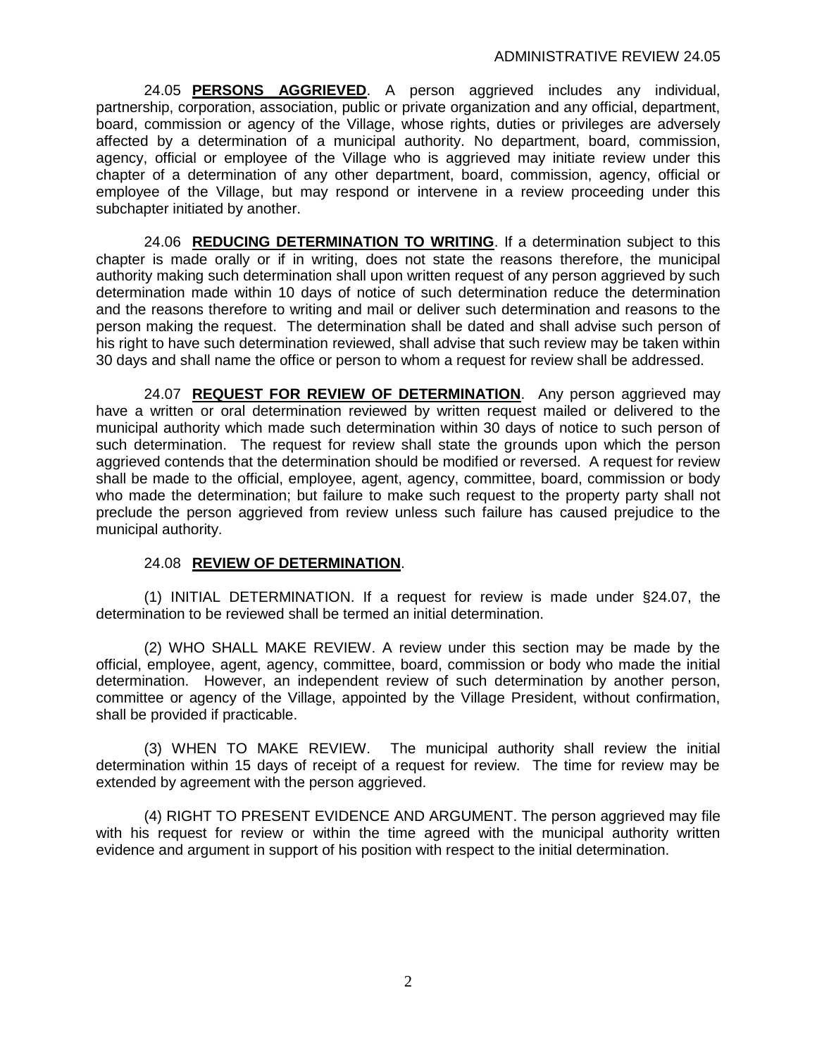24.05 **PERSONS AGGRIEVED**. A person aggrieved includes any individual, partnership, corporation, association, public or private organization and any official, department, board, commission or agency of the Village, whose rights, duties or privileges are adversely affected by a determination of a municipal authority. No department, board, commission, agency, official or employee of the Village who is aggrieved may initiate review under this chapter of a determination of any other department, board, commission, agency, official or employee of the Village, but may respond or intervene in a review proceeding under this subchapter initiated by another.

24.06 **REDUCING DETERMINATION TO WRITING**. If a determination subject to this chapter is made orally or if in writing, does not state the reasons therefore, the municipal authority making such determination shall upon written request of any person aggrieved by such determination made within 10 days of notice of such determination reduce the determination and the reasons therefore to writing and mail or deliver such determination and reasons to the person making the request. The determination shall be dated and shall advise such person of his right to have such determination reviewed, shall advise that such review may be taken within 30 days and shall name the office or person to whom a request for review shall be addressed.

24.07 **REQUEST FOR REVIEW OF DETERMINATION**. Any person aggrieved may have a written or oral determination reviewed by written request mailed or delivered to the municipal authority which made such determination within 30 days of notice to such person of such determination. The request for review shall state the grounds upon which the person aggrieved contends that the determination should be modified or reversed. A request for review shall be made to the official, employee, agent, agency, committee, board, commission or body who made the determination; but failure to make such request to the property party shall not preclude the person aggrieved from review unless such failure has caused prejudice to the municipal authority.

24.08 **REVIEW OF DETERMINATION**.

(1) INITIAL DETERMINATION. If a request for review is made under §24.07, the determination to be reviewed shall be termed an initial determination.

(2) WHO SHALL MAKE REVIEW. A review under this section may be made by the official, employee, agent, agency, committee, board, commission or body who made the initial determination. However, an independent review of such determination by another person, committee or agency of the Village, appointed by the Village President, without confirmation, shall be provided if practicable.

(3) WHEN TO MAKE REVIEW. The municipal authority shall review the initial determination within 15 days of receipt of a request for review. The time for review may be extended by agreement with the person aggrieved.

(4) RIGHT TO PRESENT EVIDENCE AND ARGUMENT. The person aggrieved may file with his request for review or within the time agreed with the municipal authority written evidence and argument in support of his position with respect to the initial determination.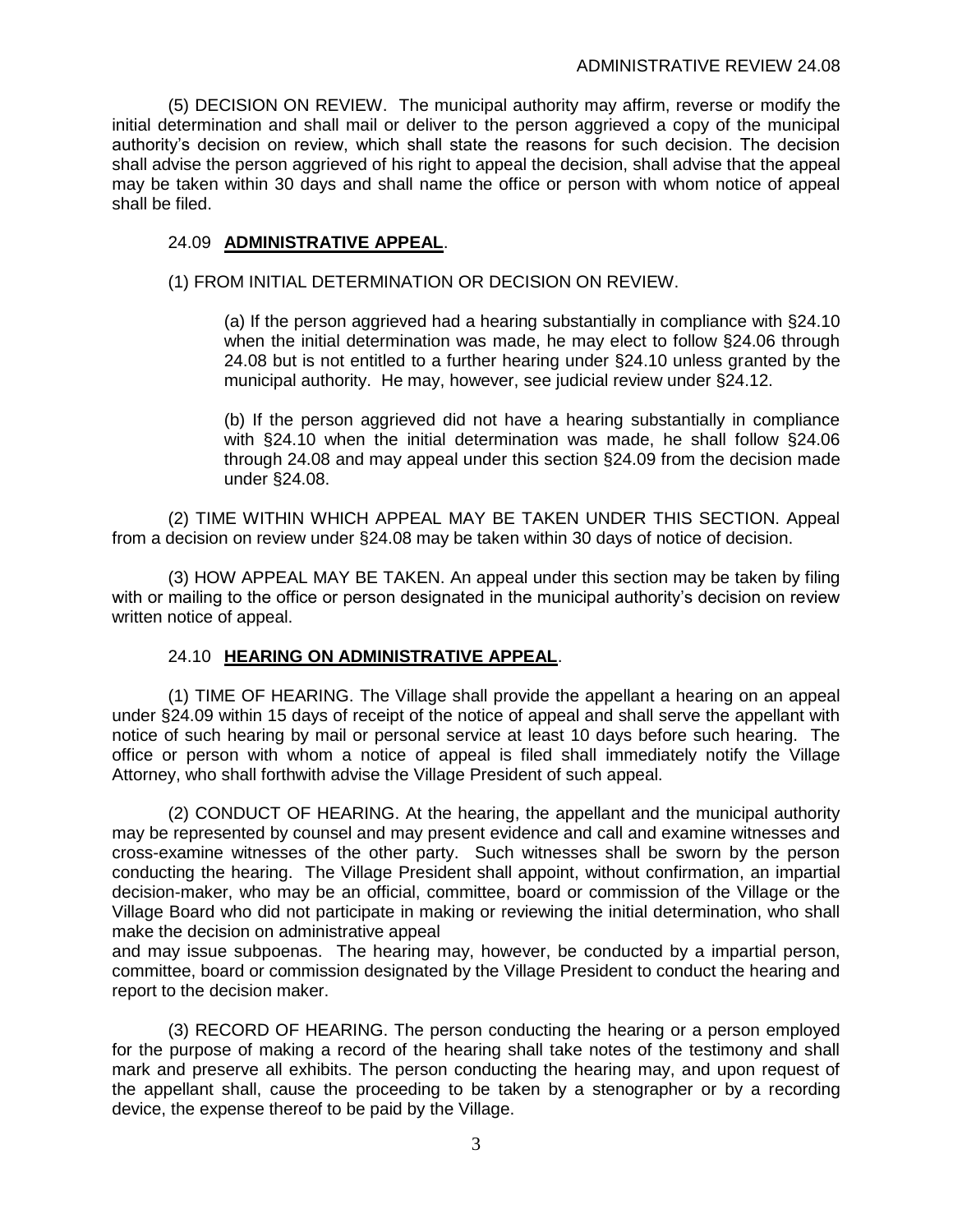(5) DECISION ON REVIEW. The municipal authority may affirm, reverse or modify the initial determination and shall mail or deliver to the person aggrieved a copy of the municipal authority's decision on review, which shall state the reasons for such decision. The decision shall advise the person aggrieved of his right to appeal the decision, shall advise that the appeal may be taken within 30 days and shall name the office or person with whom notice of appeal shall be filed.

### 24.09 **ADMINISTRATIVE APPEAL**.

(1) FROM INITIAL DETERMINATION OR DECISION ON REVIEW.

(a) If the person aggrieved had a hearing substantially in compliance with §24.10 when the initial determination was made, he may elect to follow §24.06 through 24.08 but is not entitled to a further hearing under §24.10 unless granted by the municipal authority. He may, however, see judicial review under §24.12.

(b) If the person aggrieved did not have a hearing substantially in compliance with §24.10 when the initial determination was made, he shall follow §24.06 through 24.08 and may appeal under this section §24.09 from the decision made under §24.08.

(2) TIME WITHIN WHICH APPEAL MAY BE TAKEN UNDER THIS SECTION. Appeal from a decision on review under §24.08 may be taken within 30 days of notice of decision.

(3) HOW APPEAL MAY BE TAKEN. An appeal under this section may be taken by filing with or mailing to the office or person designated in the municipal authority's decision on review written notice of appeal.

### 24.10 **HEARING ON ADMINISTRATIVE APPEAL**.

(1) TIME OF HEARING. The Village shall provide the appellant a hearing on an appeal under §24.09 within 15 days of receipt of the notice of appeal and shall serve the appellant with notice of such hearing by mail or personal service at least 10 days before such hearing. The office or person with whom a notice of appeal is filed shall immediately notify the Village Attorney, who shall forthwith advise the Village President of such appeal.

(2) CONDUCT OF HEARING. At the hearing, the appellant and the municipal authority may be represented by counsel and may present evidence and call and examine witnesses and cross-examine witnesses of the other party. Such witnesses shall be sworn by the person conducting the hearing. The Village President shall appoint, without confirmation, an impartial decision-maker, who may be an official, committee, board or commission of the Village or the Village Board who did not participate in making or reviewing the initial determination, who shall make the decision on administrative appeal and may issue subpoenas. The hearing may, however, be conducted by a impartial person, committee, board or commission designated by the Village President to conduct the hearing and report to the decision maker.

(3) RECORD OF HEARING. The person conducting the hearing or a person employed for the purpose of making a record of the hearing shall take notes of the testimony and shall mark and preserve all exhibits. The person conducting the hearing may, and upon request of the appellant shall, cause the proceeding to be taken by a stenographer or by a recording device, the expense thereof to be paid by the Village.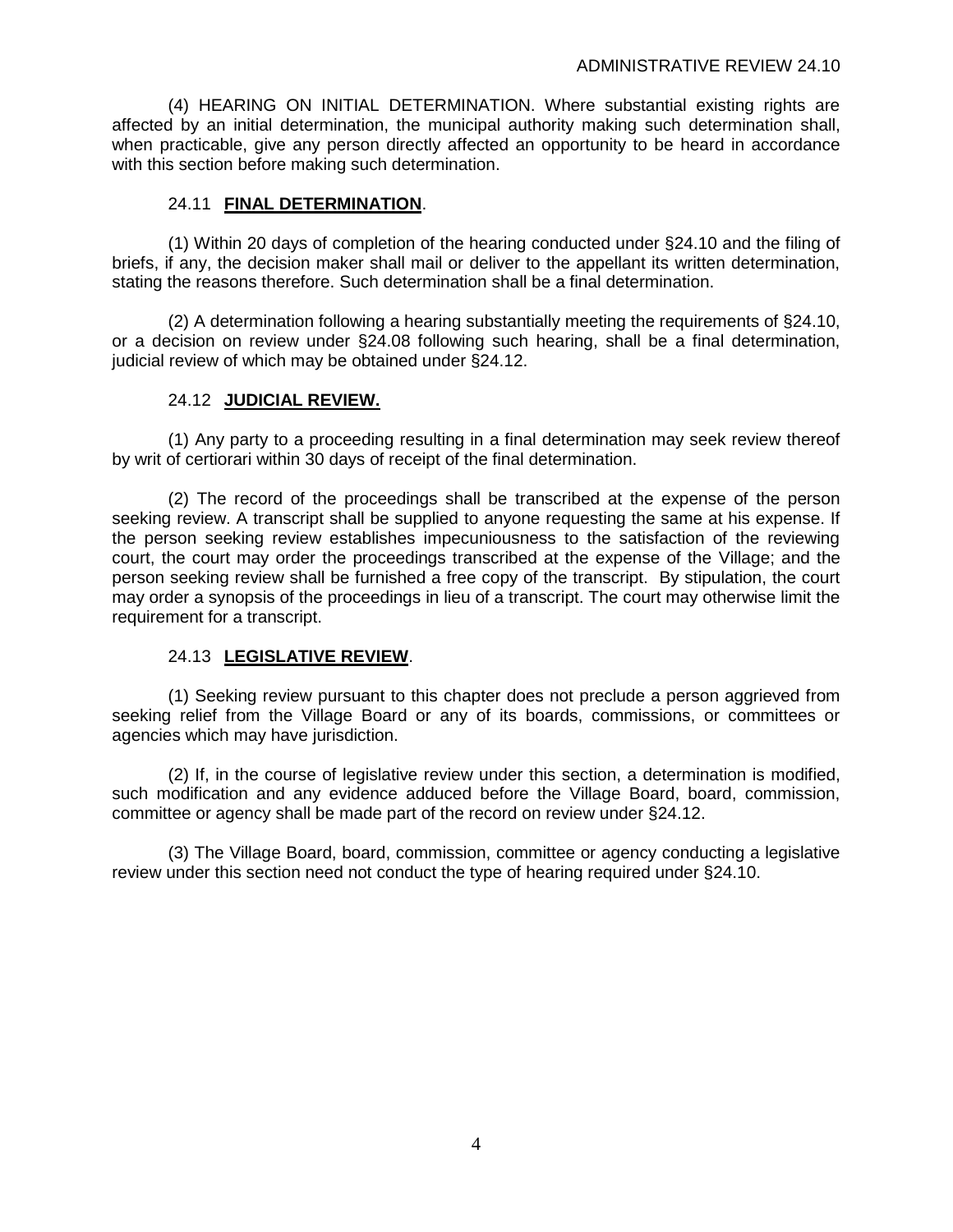(4) HEARING ON INITIAL DETERMINATION. Where substantial existing rights are affected by an initial determination, the municipal authority making such determination shall, when practicable, give any person directly affected an opportunity to be heard in accordance with this section before making such determination.

## 24.11 **FINAL DETERMINATION**.

(1) Within 20 days of completion of the hearing conducted under §24.10 and the filing of briefs, if any, the decision maker shall mail or deliver to the appellant its written determination, stating the reasons therefore. Such determination shall be a final determination.

(2) A determination following a hearing substantially meeting the requirements of §24.10, or a decision on review under §24.08 following such hearing, shall be a final determination, judicial review of which may be obtained under §24.12.

## 24.12 **JUDICIAL REVIEW.**

(1) Any party to a proceeding resulting in a final determination may seek review thereof by writ of certiorari within 30 days of receipt of the final determination.

(2) The record of the proceedings shall be transcribed at the expense of the person seeking review. A transcript shall be supplied to anyone requesting the same at his expense. If the person seeking review establishes impecuniousness to the satisfaction of the reviewing court, the court may order the proceedings transcribed at the expense of the Village; and the person seeking review shall be furnished a free copy of the transcript. By stipulation, the court may order a synopsis of the proceedings in lieu of a transcript. The court may otherwise limit the requirement for a transcript.

## 24.13 **LEGISLATIVE REVIEW**.

(1) Seeking review pursuant to this chapter does not preclude a person aggrieved from seeking relief from the Village Board or any of its boards, commissions, or committees or agencies which may have jurisdiction.

(2) If, in the course of legislative review under this section, a determination is modified, such modification and any evidence adduced before the Village Board, board, commission, committee or agency shall be made part of the record on review under §24.12.

(3) The Village Board, board, commission, committee or agency conducting a legislative review under this section need not conduct the type of hearing required under §24.10.